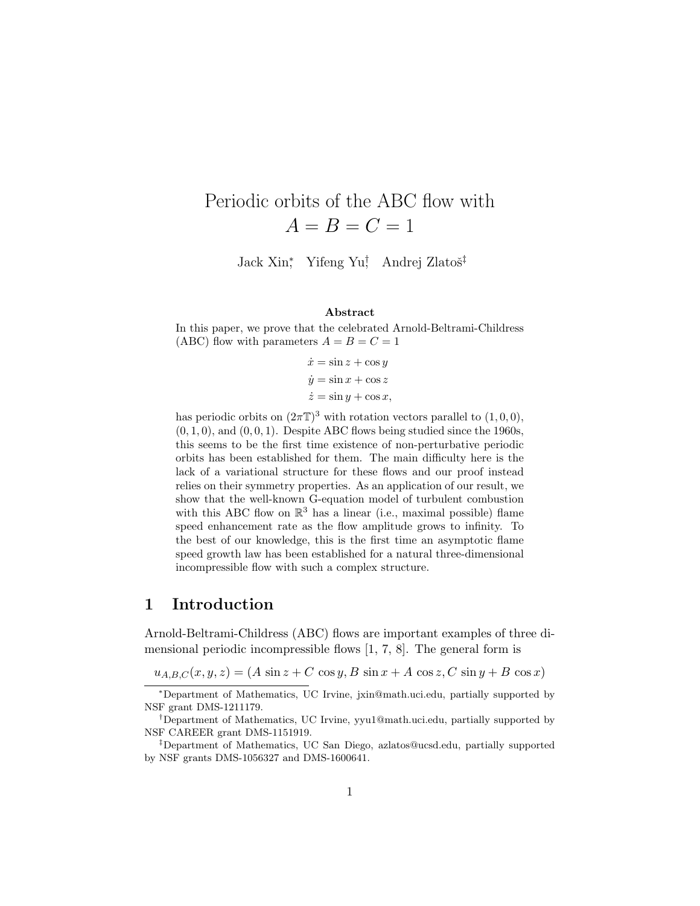# Periodic orbits of the ABC flow with $A = B = C = 1$

Jack Xin[*], Yifeng Yu[†], Andrej Zlatoš[‡]

### Abstract

In this paper, we prove that the celebrated Arnold-Beltrami-Childress (ABC) flow with parameters $A = B = C = 1$

$$\begin{aligned} \dot{x} &= \sin z + \cos y \\ \dot{y} &= \sin x + \cos z \\ \dot{z} &= \sin y + \cos x, \end{aligned}$$

has periodic orbits on $(2\pi\mathbb{T})^3$ with rotation vectors parallel to $(1, 0, 0)$, $(0, 1, 0)$, and $(0, 0, 1)$. Despite ABC flows being studied since the 1960s, this seems to be the first time existence of non-perturbative periodic orbits has been established for them. The main difficulty here is the lack of a variational structure for these flows and our proof instead relies on their symmetry properties. As an application of our result, we show that the well-known G-equation model of turbulent combustion with this ABC flow on $\mathbb{R}^3$ has a linear (i.e., maximal possible) flame speed enhancement rate as the flow amplitude grows to infinity. To the best of our knowledge, this is the first time an asymptotic flame speed growth law has been established for a natural three-dimensional incompressible flow with such a complex structure.

## 1 Introduction

Arnold-Beltrami-Childress (ABC) flows are important examples of three dimensional periodic incompressible flows [1, 7, 8]. The general form is

$$u_{A,B,C}(x, y, z) = (A \sin z + C \cos y, B \sin x + A \cos z, C \sin y + B \cos x)$$

---

[*] Department of Mathematics, UC Irvine, jxin@math.uci.edu, partially supported by NSF grant DMS-1211179.

[†] Department of Mathematics, UC Irvine, yyu1@math.uci.edu, partially supported by NSF CAREER grant DMS-1151919.

[‡] Department of Mathematics, UC San Diego, azlatos@ucsd.edu, partially supported by NSF grants DMS-1056327 and DMS-1600641.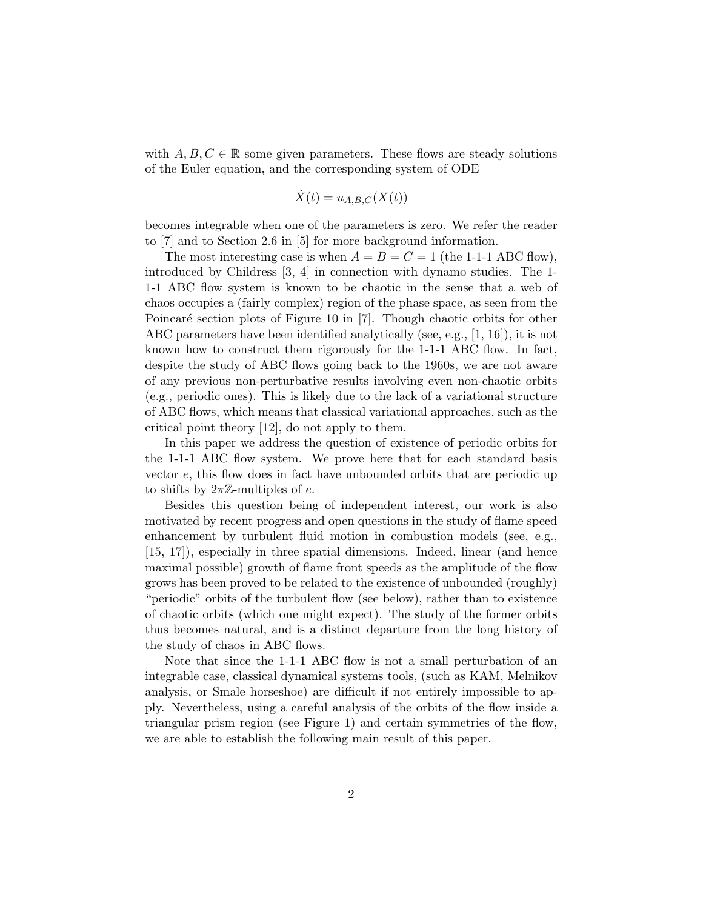with $A, B, C \in \mathbb{R}$ some given parameters. These flows are steady solutions of the Euler equation, and the corresponding system of ODE

$$\dot{X}(t) = u_{A,B,C}(X(t))$$

becomes integrable when one of the parameters is zero. We refer the reader to [7] and to Section 2.6 in [5] for more background information.

The most interesting case is when $A = B = C = 1$ (the 1-1-1 ABC flow), introduced by Childress [3, 4] in connection with dynamo studies. The 1-1-1 ABC flow system is known to be chaotic in the sense that a web of chaos occupies a (fairly complex) region of the phase space, as seen from the Poincaré section plots of Figure 10 in [7]. Though chaotic orbits for other ABC parameters have been identified analytically (see, e.g., [1, 16]), it is not known how to construct them rigorously for the 1-1-1 ABC flow. In fact, despite the study of ABC flows going back to the 1960s, we are not aware of any previous non-perturbative results involving even non-chaotic orbits (e.g., periodic ones). This is likely due to the lack of a variational structure of ABC flows, which means that classical variational approaches, such as the critical point theory [12], do not apply to them.

In this paper we address the question of existence of periodic orbits for the 1-1-1 ABC flow system. We prove here that for each standard basis vector $e$, this flow does in fact have unbounded orbits that are periodic up to shifts by $2\pi\mathbb{Z}$-multiples of $e$.

Besides this question being of independent interest, our work is also motivated by recent progress and open questions in the study of flame speed enhancement by turbulent fluid motion in combustion models (see, e.g., [15, 17]), especially in three spatial dimensions. Indeed, linear (and hence maximal possible) growth of flame front speeds as the amplitude of the flow grows has been proved to be related to the existence of unbounded (roughly) "periodic" orbits of the turbulent flow (see below), rather than to existence of chaotic orbits (which one might expect). The study of the former orbits thus becomes natural, and is a distinct departure from the long history of the study of chaos in ABC flows.

Note that since the 1-1-1 ABC flow is not a small perturbation of an integrable case, classical dynamical systems tools, (such as KAM, Melnikov analysis, or Smale horseshoe) are difficult if not entirely impossible to apply. Nevertheless, using a careful analysis of the orbits of the flow inside a triangular prism region (see Figure 1) and certain symmetries of the flow, we are able to establish the following main result of this paper.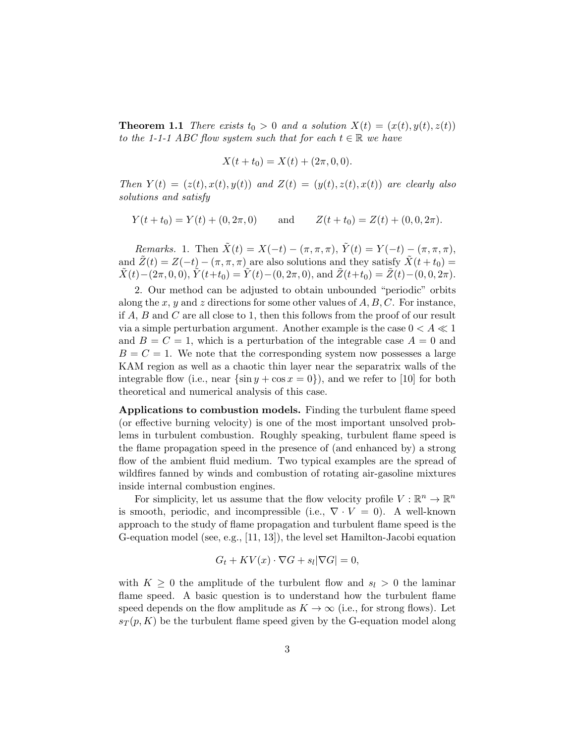**Theorem 1.1** *There exists $t_0 > 0$ and a solution $X(t) = (x(t), y(t), z(t))$ to the 1-1-1 ABC flow system such that for each $t \in \mathbb{R}$ we have*

$$X(t + t_0) = X(t) + (2\pi, 0, 0).$$

*Then $Y(t) = (z(t), x(t), y(t))$ and $Z(t) = (y(t), z(t), x(t))$ are clearly also solutions and satisfy*

$$Y(t + t_0) = Y(t) + (0, 2\pi, 0) \qquad \text{and} \qquad Z(t + t_0) = Z(t) + (0, 0, 2\pi).$$

*Remarks.* 1. Then $\tilde{X}(t) = X(-t) - (\pi, \pi, \pi)$, $\tilde{Y}(t) = Y(-t) - (\pi, \pi, \pi)$, and $\tilde{Z}(t) = Z(-t) - (\pi, \pi, \pi)$ are also solutions and they satisfy $\tilde{X}(t + t_0) = \tilde{X}(t) - (2\pi, 0, 0)$, $\tilde{Y}(t+t_0) = \tilde{Y}(t) - (0, 2\pi, 0)$, and $\tilde{Z}(t+t_0) = \tilde{Z}(t) - (0, 0, 2\pi)$.

2. Our method can be adjusted to obtain unbounded "periodic" orbits along the $x$, $y$ and $z$ directions for some other values of $A, B, C$. For instance, if $A$, $B$ and $C$ are all close to 1, then this follows from the proof of our result via a simple perturbation argument. Another example is the case $0 < A \ll 1$ and $B = C = 1$, which is a perturbation of the integrable case $A = 0$ and $B = C = 1$. We note that the corresponding system now possesses a large KAM region as well as a chaotic thin layer near the separatrix walls of the integrable flow (i.e., near $\{\sin y + \cos x = 0\}$), and we refer to [10] for both theoretical and numerical analysis of this case.

**Applications to combustion models.** Finding the turbulent flame speed (or effective burning velocity) is one of the most important unsolved problems in turbulent combustion. Roughly speaking, turbulent flame speed is the flame propagation speed in the presence of (and enhanced by) a strong flow of the ambient fluid medium. Two typical examples are the spread of wildfires fanned by winds and combustion of rotating air-gasoline mixtures inside internal combustion engines.

For simplicity, let us assume that the flow velocity profile $V : \mathbb{R}^n \to \mathbb{R}^n$ is smooth, periodic, and incompressible (i.e., $\nabla \cdot V = 0$). A well-known approach to the study of flame propagation and turbulent flame speed is the G-equation model (see, e.g., [11, 13]), the level set Hamilton-Jacobi equation

$$G_t + KV(x) \cdot \nabla G + s_l |\nabla G| = 0,$$

with $K \geq 0$ the amplitude of the turbulent flow and $s_l > 0$ the laminar flame speed. A basic question is to understand how the turbulent flame speed depends on the flow amplitude as $K \to \infty$ (i.e., for strong flows). Let $s_T(p, K)$ be the turbulent flame speed given by the G-equation model along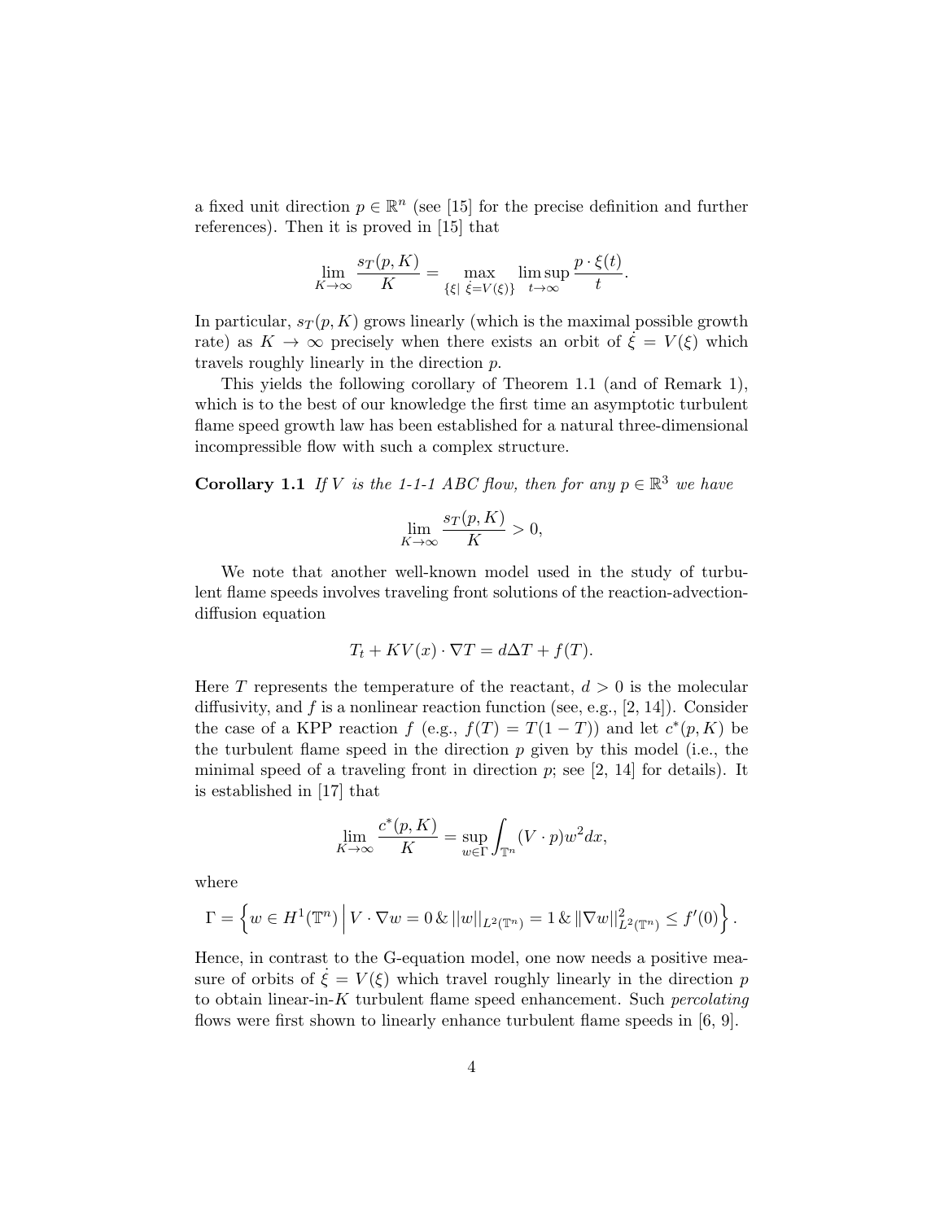a fixed unit direction $p \in \mathbb{R}^n$ (see [15] for the precise definition and further references). Then it is proved in [15] that

$$\lim_{K\to\infty} \frac{s_T(p,K)}{K} = \max_{\{\xi|\ \dot{\xi}=V(\xi)\}} \limsup_{t\to\infty} \frac{p\cdot\xi(t)}{t}.$$

In particular, $s_T(p,K)$ grows linearly (which is the maximal possible growth rate) as $K\to\infty$ precisely when there exists an orbit of $\dot{\xi}=V(\xi)$ which travels roughly linearly in the direction $p$.

This yields the following corollary of Theorem 1.1 (and of Remark 1), which is to the best of our knowledge the first time an asymptotic turbulent flame speed growth law has been established for a natural three-dimensional incompressible flow with such a complex structure.

**Corollary 1.1** *If $V$ is the 1-1-1 ABC flow, then for any $p\in\mathbb{R}^3$ we have*

$$\lim_{K\to\infty} \frac{s_T(p,K)}{K} > 0,$$

We note that another well-known model used in the study of turbulent flame speeds involves traveling front solutions of the reaction-advection-diffusion equation

$$T_t + KV(x)\cdot\nabla T = d\Delta T + f(T).$$

Here $T$ represents the temperature of the reactant, $d>0$ is the molecular diffusivity, and $f$ is a nonlinear reaction function (see, e.g., [2, 14]). Consider the case of a KPP reaction $f$ (e.g., $f(T)=T(1-T)$) and let $c^*(p,K)$ be the turbulent flame speed in the direction $p$ given by this model (i.e., the minimal speed of a traveling front in direction $p$; see [2, 14] for details). It is established in [17] that

$$\lim_{K\to\infty} \frac{c^*(p,K)}{K} = \sup_{w\in\Gamma} \int_{\mathbb{T}^n} (V\cdot p)w^2 dx,$$

where

$$\Gamma = \left\{ w\in H^1(\mathbb{T}^n) \,\middle|\, V\cdot\nabla w = 0 \,\&\, ||w||_{L^2(\mathbb{T}^n)} = 1 \,\&\, \|\nabla w||^2_{L^2(\mathbb{T}^n)} \le f'(0) \right\}.$$

Hence, in contrast to the G-equation model, one now needs a positive measure of orbits of $\dot{\xi}=V(\xi)$ which travel roughly linearly in the direction $p$ to obtain linear-in-$K$ turbulent flame speed enhancement. Such *percolating* flows were first shown to linearly enhance turbulent flame speeds in [6, 9].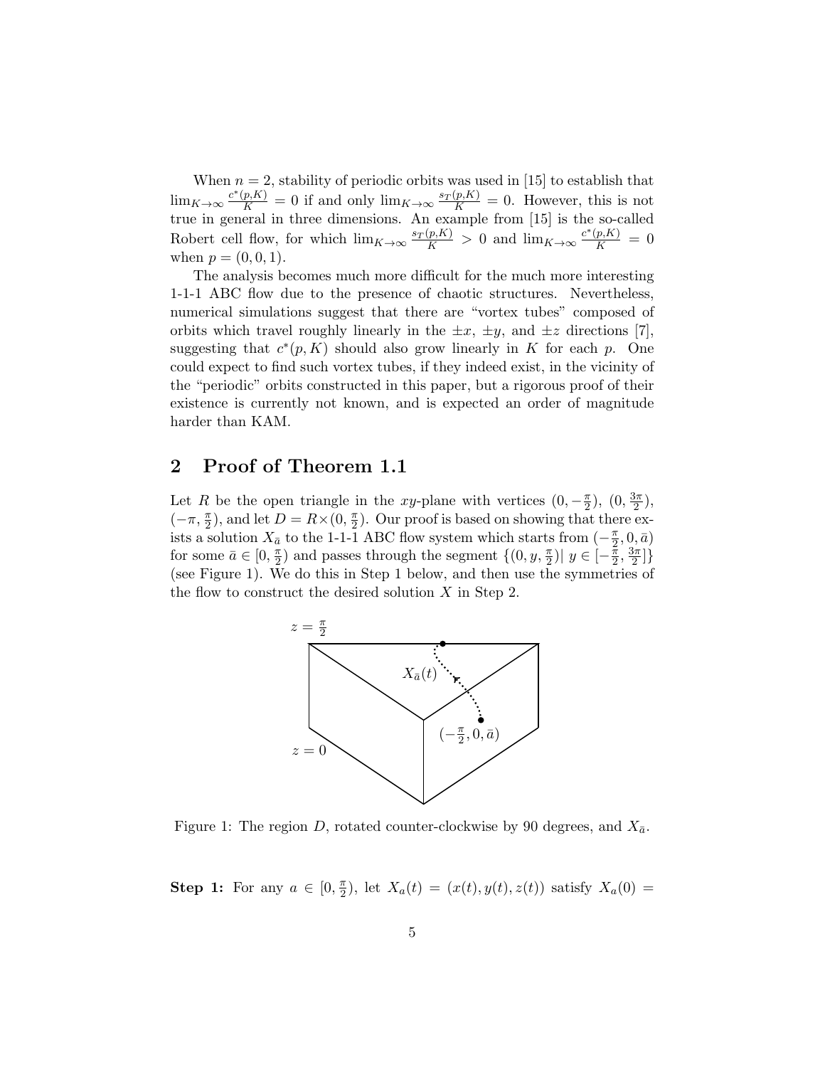When $n = 2$, stability of periodic orbits was used in [15] to establish that $\lim_{K\to\infty} \frac{c^*(p,K)}{K} = 0$ if and only $\lim_{K\to\infty} \frac{s_T(p,K)}{K} = 0$. However, this is not true in general in three dimensions. An example from [15] is the so-called Robert cell flow, for which $\lim_{K\to\infty} \frac{s_T(p,K)}{K} > 0$ and $\lim_{K\to\infty} \frac{c^*(p,K)}{K} = 0$ when $p = (0, 0, 1)$.

The analysis becomes much more difficult for the much more interesting 1-1-1 ABC flow due to the presence of chaotic structures. Nevertheless, numerical simulations suggest that there are "vortex tubes" composed of orbits which travel roughly linearly in the $\pm x$, $\pm y$, and $\pm z$ directions [7], suggesting that $c^*(p, K)$ should also grow linearly in $K$ for each $p$. One could expect to find such vortex tubes, if they indeed exist, in the vicinity of the "periodic" orbits constructed in this paper, but a rigorous proof of their existence is currently not known, and is expected an order of magnitude harder than KAM.

## 2 Proof of Theorem 1.1

Let $R$ be the open triangle in the $xy$-plane with vertices $(0, -\frac{\pi}{2})$, $(0, \frac{3\pi}{2})$, $(-\pi, \frac{\pi}{2})$, and let $D = R \times (0, \frac{\pi}{2})$. Our proof is based on showing that there exists a solution $X_{\bar{a}}$ to the 1-1-1 ABC flow system which starts from $(-\frac{\pi}{2}, 0, \bar{a})$ for some $\bar{a} \in [0, \frac{\pi}{2})$ and passes through the segment $\{(0, y, \frac{\pi}{2}) | \; y \in [-\frac{\pi}{2}, \frac{3\pi}{2}]\}$ (see Figure 1). We do this in Step 1 below, and then use the symmetries of the flow to construct the desired solution $X$ in Step 2.

Figure 1: The region $D$, rotated counter-clockwise by 90 degrees, and $X_{\bar{a}}$.

**Step 1:** For any $a \in [0, \frac{\pi}{2})$, let $X_a(t) = (x(t), y(t), z(t))$ satisfy $X_a(0) =$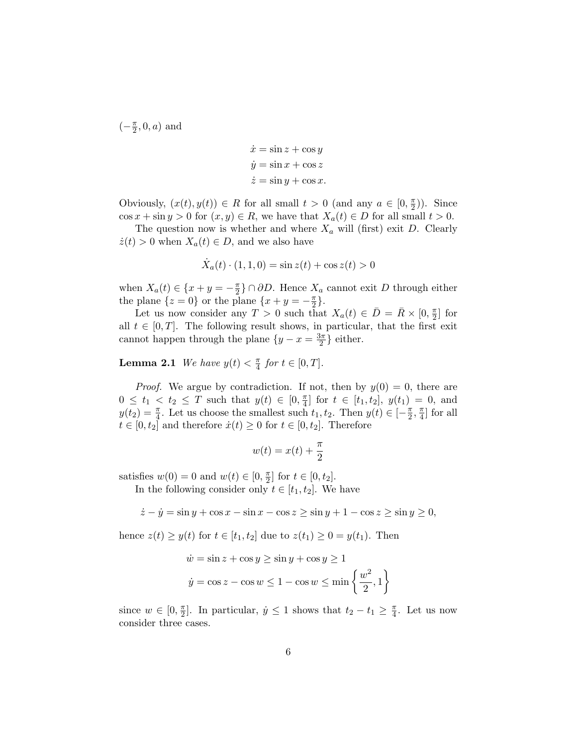$(-\frac{\pi}{2}, 0, a)$ and

$$\begin{aligned}
\dot{x} &= \sin z + \cos y \\
\dot{y} &= \sin x + \cos z \\
\dot{z} &= \sin y + \cos x.
\end{aligned}$$

Obviously, $(x(t), y(t)) \in R$ for all small $t > 0$ (and any $a \in [0, \frac{\pi}{2})$). Since $\cos x + \sin y > 0$ for $(x, y) \in R$, we have that $X_a(t) \in D$ for all small $t > 0$.

The question now is whether and where $X_a$ will (first) exit $D$. Clearly $\dot{z}(t) > 0$ when $X_a(t) \in D$, and we also have

$$\dot{X}_a(t) \cdot (1, 1, 0) = \sin z(t) + \cos z(t) > 0$$

when $X_a(t) \in \{x + y = -\frac{\pi}{2}\} \cap \partial D$. Hence $X_a$ cannot exit $D$ through either the plane $\{z = 0\}$ or the plane $\{x + y = -\frac{\pi}{2}\}$.

Let us now consider any $T > 0$ such that $X_a(t) \in \bar{D} = \bar{R} \times [0, \frac{\pi}{2}]$ for all $t \in [0, T]$. The following result shows, in particular, that the first exit cannot happen through the plane $\{y - x = \frac{3\pi}{2}\}$ either.

**Lemma 2.1** *We have $y(t) < \frac{\pi}{4}$ for $t \in [0, T]$.*

*Proof.* We argue by contradiction. If not, then by $y(0) = 0$, there are $0 \leq t_1 < t_2 \leq T$ such that $y(t) \in [0, \frac{\pi}{4}]$ for $t \in [t_1, t_2]$, $y(t_1) = 0$, and $y(t_2) = \frac{\pi}{4}$. Let us choose the smallest such $t_1, t_2$. Then $y(t) \in [-\frac{\pi}{2}, \frac{\pi}{4}]$ for all $t \in [0, t_2]$ and therefore $\dot{x}(t) \geq 0$ for $t \in [0, t_2]$. Therefore

$$w(t) = x(t) + \frac{\pi}{2}$$

satisfies $w(0) = 0$ and $w(t) \in [0, \frac{\pi}{2}]$ for $t \in [0, t_2]$.

In the following consider only $t \in [t_1, t_2]$. We have

$$\dot{z} - \dot{y} = \sin y + \cos x - \sin x - \cos z \geq \sin y + 1 - \cos z \geq \sin y \geq 0,$$

hence $z(t) \geq y(t)$ for $t \in [t_1, t_2]$ due to $z(t_1) \geq 0 = y(t_1)$. Then

$$\begin{aligned}
\dot{w} &= \sin z + \cos y \geq \sin y + \cos y \geq 1 \\
\dot{y} &= \cos z - \cos w \leq 1 - \cos w \leq \min\left\{\frac{w^2}{2}, 1\right\}
\end{aligned}$$

since $w \in [0, \frac{\pi}{2}]$. In particular, $\dot{y} \leq 1$ shows that $t_2 - t_1 \geq \frac{\pi}{4}$. Let us now consider three cases.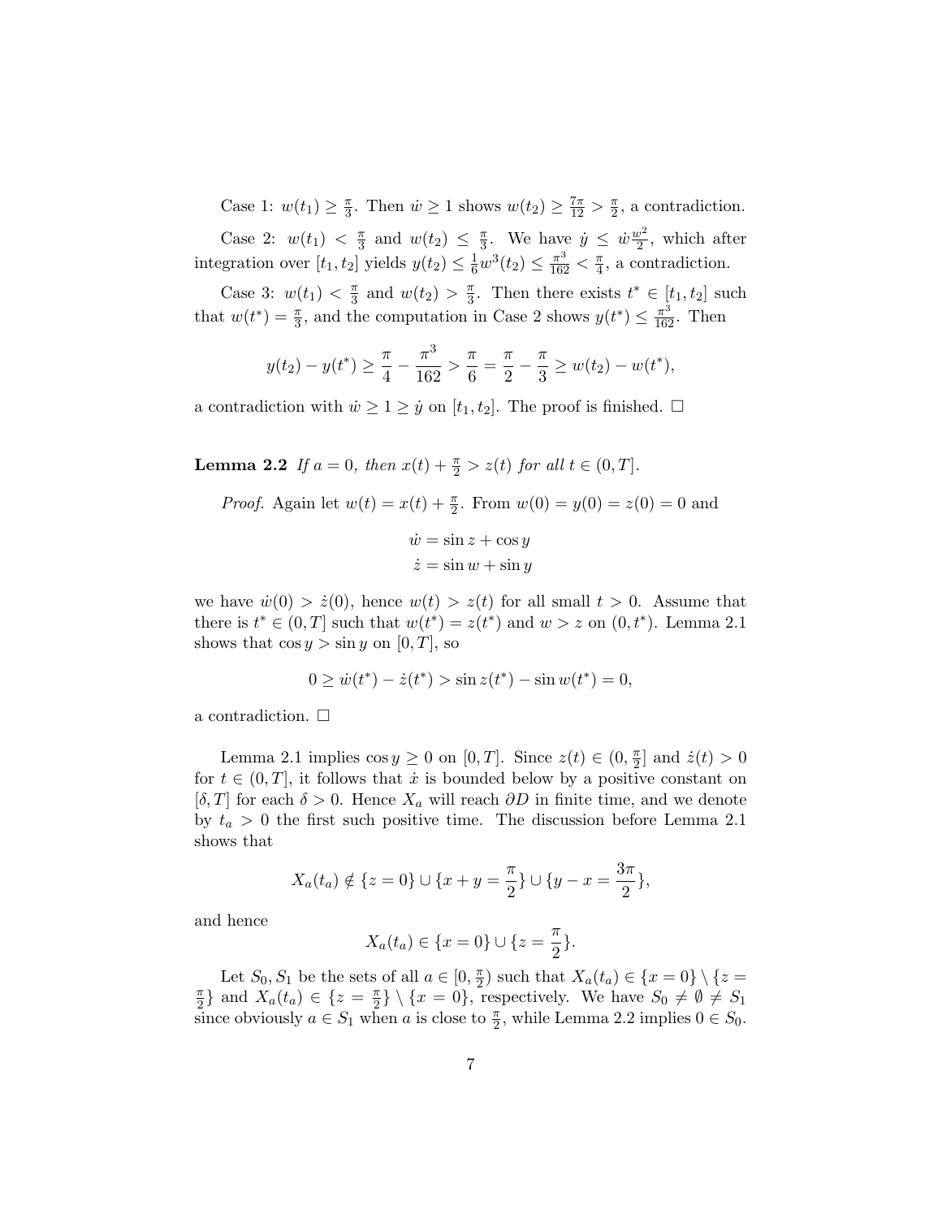Case 1: $w(t_1) \geq \frac{\pi}{3}$. Then $\dot{w} \geq 1$ shows $w(t_2) \geq \frac{7\pi}{12} > \frac{\pi}{2}$, a contradiction.

Case 2: $w(t_1) < \frac{\pi}{3}$ and $w(t_2) \leq \frac{\pi}{3}$. We have $\dot{y} \leq \dot{w}\frac{w^2}{2}$, which after integration over $[t_1, t_2]$ yields $y(t_2) \leq \frac{1}{6}w^3(t_2) \leq \frac{\pi^3}{162} < \frac{\pi}{4}$, a contradiction.

Case 3: $w(t_1) < \frac{\pi}{3}$ and $w(t_2) > \frac{\pi}{3}$. Then there exists $t^* \in [t_1, t_2]$ such that $w(t^*) = \frac{\pi}{3}$, and the computation in Case 2 shows $y(t^*) \leq \frac{\pi^3}{162}$. Then

$$y(t_2) - y(t^*) \geq \frac{\pi}{4} - \frac{\pi^3}{162} > \frac{\pi}{6} = \frac{\pi}{2} - \frac{\pi}{3} \geq w(t_2) - w(t^*),$$

a contradiction with $\dot{w} \geq 1 \geq \dot{y}$ on $[t_1, t_2]$. The proof is finished. □

**Lemma 2.2** *If $a = 0$, then $x(t) + \frac{\pi}{2} > z(t)$ for all $t \in (0, T]$.*

*Proof.* Again let $w(t) = x(t) + \frac{\pi}{2}$. From $w(0) = y(0) = z(0) = 0$ and

$$\dot{w} = \sin z + \cos y$$
$$\dot{z} = \sin w + \sin y$$

we have $\dot{w}(0) > \dot{z}(0)$, hence $w(t) > z(t)$ for all small $t > 0$. Assume that there is $t^* \in (0, T]$ such that $w(t^*) = z(t^*)$ and $w > z$ on $(0, t^*)$. Lemma 2.1 shows that $\cos y > \sin y$ on $[0, T]$, so

$$0 \geq \dot{w}(t^*) - \dot{z}(t^*) > \sin z(t^*) - \sin w(t^*) = 0,$$

a contradiction. □

Lemma 2.1 implies $\cos y \geq 0$ on $[0, T]$. Since $z(t) \in (0, \frac{\pi}{2}]$ and $\dot{z}(t) > 0$ for $t \in (0, T]$, it follows that $\dot{x}$ is bounded below by a positive constant on $[\delta, T]$ for each $\delta > 0$. Hence $X_a$ will reach $\partial D$ in finite time, and we denote by $t_a > 0$ the first such positive time. The discussion before Lemma 2.1 shows that

$$X_a(t_a) \notin \{z = 0\} \cup \{x + y = \frac{\pi}{2}\} \cup \{y - x = \frac{3\pi}{2}\},$$

and hence

$$X_a(t_a) \in \{x = 0\} \cup \{z = \frac{\pi}{2}\}.$$

Let $S_0, S_1$ be the sets of all $a \in [0, \frac{\pi}{2})$ such that $X_a(t_a) \in \{x = 0\} \setminus \{z = \frac{\pi}{2}\}$ and $X_a(t_a) \in \{z = \frac{\pi}{2}\} \setminus \{x = 0\}$, respectively. We have $S_0 \neq \emptyset \neq S_1$ since obviously $a \in S_1$ when $a$ is close to $\frac{\pi}{2}$, while Lemma 2.2 implies $0 \in S_0$.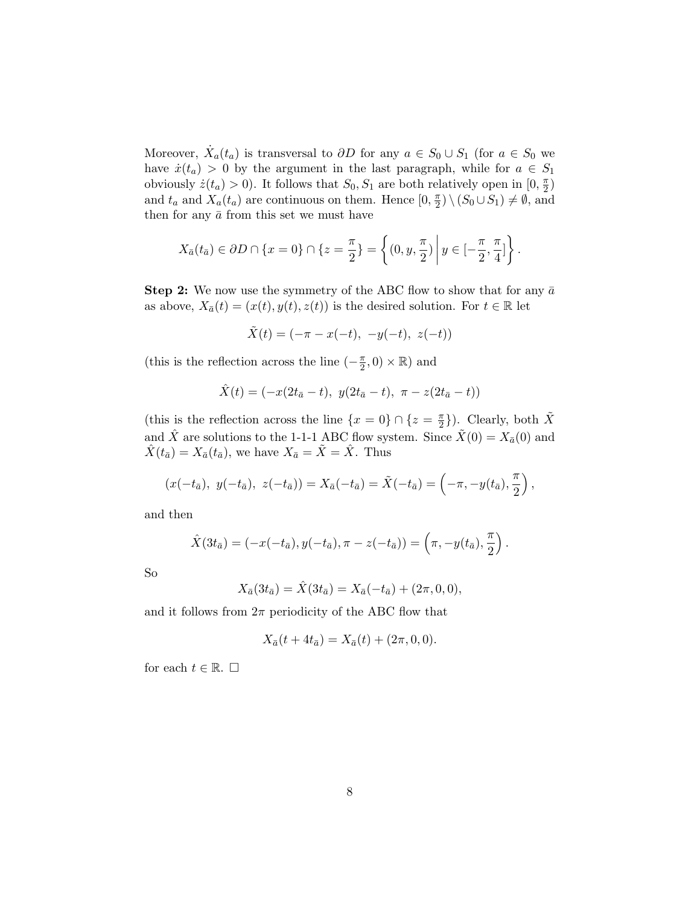Moreover, $\dot{X}_a(t_a)$ is transversal to $\partial D$ for any $a \in S_0 \cup S_1$ (for $a \in S_0$ we have $\dot{x}(t_a) > 0$ by the argument in the last paragraph, while for $a \in S_1$ obviously $\dot{z}(t_a) > 0$). It follows that $S_0, S_1$ are both relatively open in $[0, \frac{\pi}{2})$ and $t_a$ and $X_a(t_a)$ are continuous on them. Hence $[0, \frac{\pi}{2}) \setminus (S_0 \cup S_1) \neq \emptyset$, and then for any $\bar{a}$ from this set we must have

$$X_{\bar{a}}(t_{\bar{a}}) \in \partial D \cap \{x = 0\} \cap \{z = \frac{\pi}{2}\} = \left\{ (0, y, \frac{\pi}{2}) \,\middle|\, y \in [-\frac{\pi}{2}, \frac{\pi}{4}] \right\}.$$

**Step 2:** We now use the symmetry of the ABC flow to show that for any $\bar{a}$ as above, $X_{\bar{a}}(t) = (x(t), y(t), z(t))$ is the desired solution. For $t \in \mathbb{R}$ let

$$\tilde{X}(t) = (-\pi - x(-t),\ -y(-t),\ z(-t))$$

(this is the reflection across the line $(-\frac{\pi}{2}, 0) \times \mathbb{R}$) and

$$\hat{X}(t) = (-x(2t_{\bar{a}} - t),\ y(2t_{\bar{a}} - t),\ \pi - z(2t_{\bar{a}} - t))$$

(this is the reflection across the line $\{x = 0\} \cap \{z = \frac{\pi}{2}\}$). Clearly, both $\tilde{X}$ and $\hat{X}$ are solutions to the 1-1-1 ABC flow system. Since $\tilde{X}(0) = X_{\bar{a}}(0)$ and $\hat{X}(t_{\bar{a}}) = X_{\bar{a}}(t_{\bar{a}})$, we have $X_{\bar{a}} = \tilde{X} = \hat{X}$. Thus

$$(x(-t_{\bar{a}}),\ y(-t_{\bar{a}}),\ z(-t_{\bar{a}})) = X_{\bar{a}}(-t_{\bar{a}}) = \tilde{X}(-t_{\bar{a}}) = \left(-\pi, -y(t_{\bar{a}}), \frac{\pi}{2}\right),$$

and then

$$\hat{X}(3t_{\bar{a}}) = (-x(-t_{\bar{a}}), y(-t_{\bar{a}}), \pi - z(-t_{\bar{a}})) = \left(\pi, -y(t_{\bar{a}}), \frac{\pi}{2}\right).$$

So

$$X_{\bar{a}}(3t_{\bar{a}}) = \hat{X}(3t_{\bar{a}}) = X_{\bar{a}}(-t_{\bar{a}}) + (2\pi, 0, 0),$$

and it follows from $2\pi$ periodicity of the ABC flow that

$$X_{\bar{a}}(t + 4t_{\bar{a}}) = X_{\bar{a}}(t) + (2\pi, 0, 0).$$

for each $t \in \mathbb{R}$. $\square$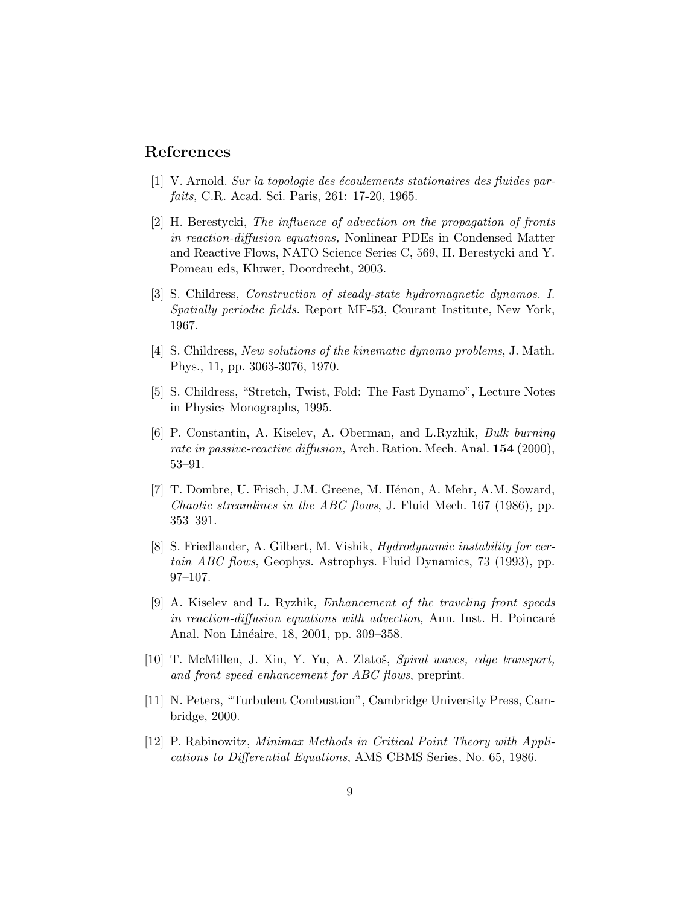## References

[1] V. Arnold. *Sur la topologie des écoulements stationaires des fluides parfaits,* C.R. Acad. Sci. Paris, 261: 17-20, 1965.

[2] H. Berestycki, *The influence of advection on the propagation of fronts in reaction-diffusion equations,* Nonlinear PDEs in Condensed Matter and Reactive Flows, NATO Science Series C, 569, H. Berestycki and Y. Pomeau eds, Kluwer, Doordrecht, 2003.

[3] S. Childress, *Construction of steady-state hydromagnetic dynamos. I. Spatially periodic fields.* Report MF-53, Courant Institute, New York, 1967.

[4] S. Childress, *New solutions of the kinematic dynamo problems*, J. Math. Phys., 11, pp. 3063-3076, 1970.

[5] S. Childress, "Stretch, Twist, Fold: The Fast Dynamo", Lecture Notes in Physics Monographs, 1995.

[6] P. Constantin, A. Kiselev, A. Oberman, and L.Ryzhik, *Bulk burning rate in passive-reactive diffusion,* Arch. Ration. Mech. Anal. **154** (2000), 53–91.

[7] T. Dombre, U. Frisch, J.M. Greene, M. Hénon, A. Mehr, A.M. Soward, *Chaotic streamlines in the ABC flows*, J. Fluid Mech. 167 (1986), pp. 353–391.

[8] S. Friedlander, A. Gilbert, M. Vishik, *Hydrodynamic instability for certain ABC flows*, Geophys. Astrophys. Fluid Dynamics, 73 (1993), pp. 97–107.

[9] A. Kiselev and L. Ryzhik, *Enhancement of the traveling front speeds in reaction-diffusion equations with advection,* Ann. Inst. H. Poincaré Anal. Non Linéaire, 18, 2001, pp. 309–358.

[10] T. McMillen, J. Xin, Y. Yu, A. Zlatoš, *Spiral waves, edge transport, and front speed enhancement for ABC flows*, preprint.

[11] N. Peters, "Turbulent Combustion", Cambridge University Press, Cambridge, 2000.

[12] P. Rabinowitz, *Minimax Methods in Critical Point Theory with Applications to Differential Equations*, AMS CBMS Series, No. 65, 1986.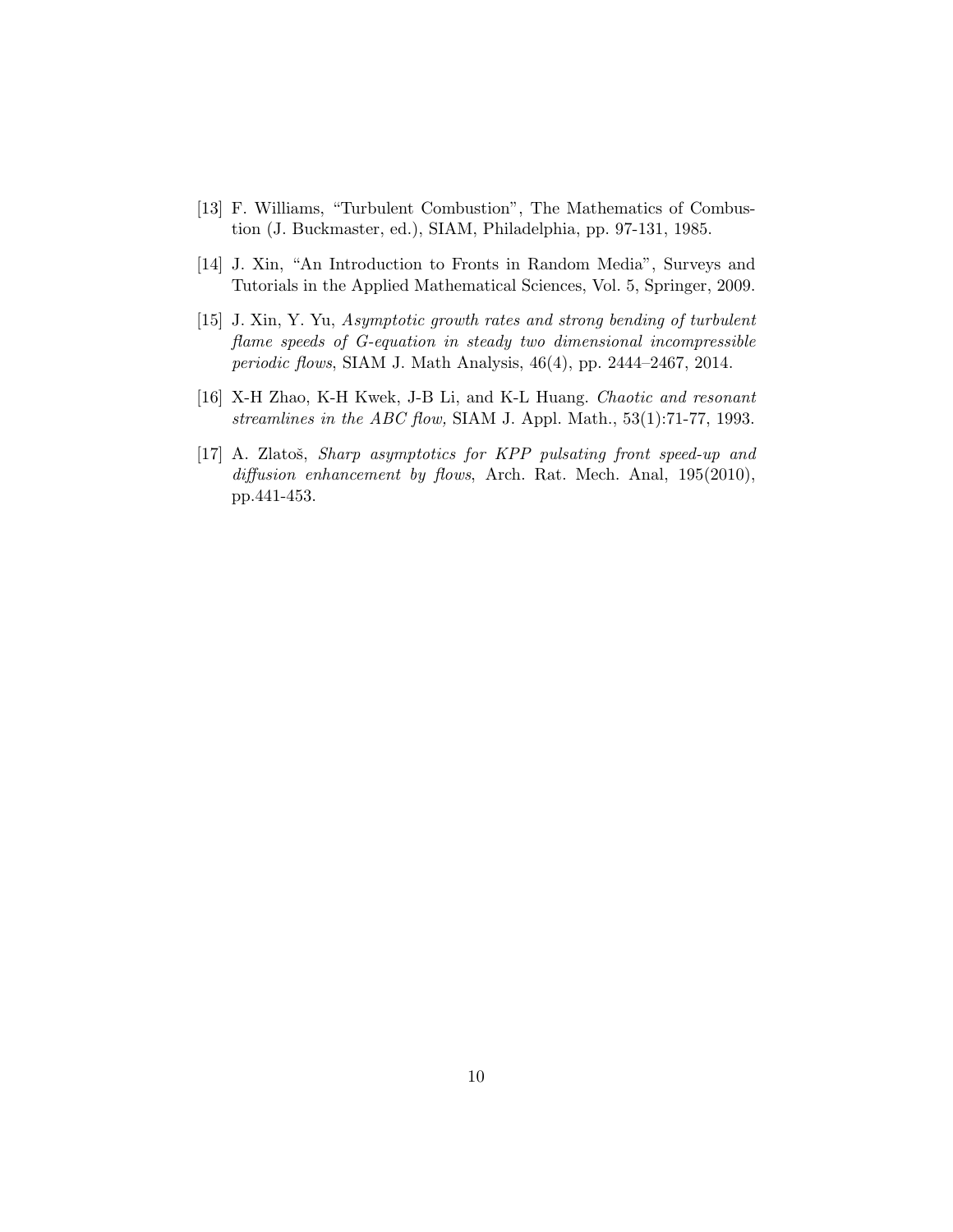[13] F. Williams, "Turbulent Combustion", The Mathematics of Combustion (J. Buckmaster, ed.), SIAM, Philadelphia, pp. 97-131, 1985.

[14] J. Xin, "An Introduction to Fronts in Random Media", Surveys and Tutorials in the Applied Mathematical Sciences, Vol. 5, Springer, 2009.

[15] J. Xin, Y. Yu, *Asymptotic growth rates and strong bending of turbulent flame speeds of G-equation in steady two dimensional incompressible periodic flows,* SIAM J. Math Analysis, 46(4), pp. 2444–2467, 2014.

[16] X-H Zhao, K-H Kwek, J-B Li, and K-L Huang. *Chaotic and resonant streamlines in the ABC flow,* SIAM J. Appl. Math., 53(1):71-77, 1993.

[17] A. Zlatoš, *Sharp asymptotics for KPP pulsating front speed-up and diffusion enhancement by flows*, Arch. Rat. Mech. Anal, 195(2010), pp.441-453.